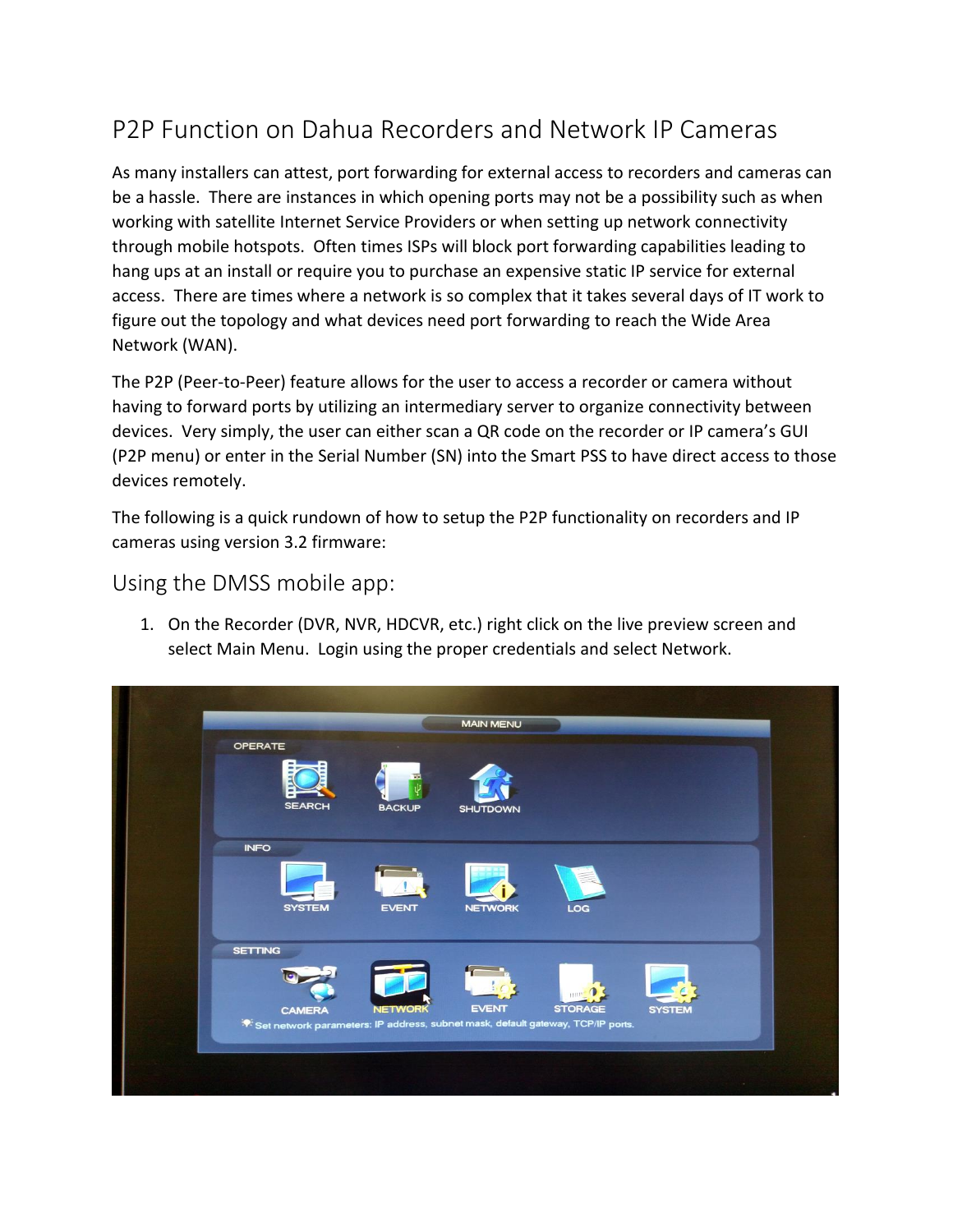# P2P Function on Dahua Recorders and Network IP Cameras

As many installers can attest, port forwarding for external access to recorders and cameras can be a hassle. There are instances in which opening ports may not be a possibility such as when working with satellite Internet Service Providers or when setting up network connectivity through mobile hotspots. Often times ISPs will block port forwarding capabilities leading to hang ups at an install or require you to purchase an expensive static IP service for external access. There are times where a network is so complex that it takes several days of IT work to figure out the topology and what devices need port forwarding to reach the Wide Area Network (WAN).

The P2P (Peer-to-Peer) feature allows for the user to access a recorder or camera without having to forward ports by utilizing an intermediary server to organize connectivity between devices. Very simply, the user can either scan a QR code on the recorder or IP camera's GUI (P2P menu) or enter in the Serial Number (SN) into the Smart PSS to have direct access to those devices remotely.

The following is a quick rundown of how to setup the P2P functionality on recorders and IP cameras using version 3.2 firmware:

## Using the DMSS mobile app:

1. On the Recorder (DVR, NVR, HDCVR, etc.) right click on the live preview screen and select Main Menu. Login using the proper credentials and select Network.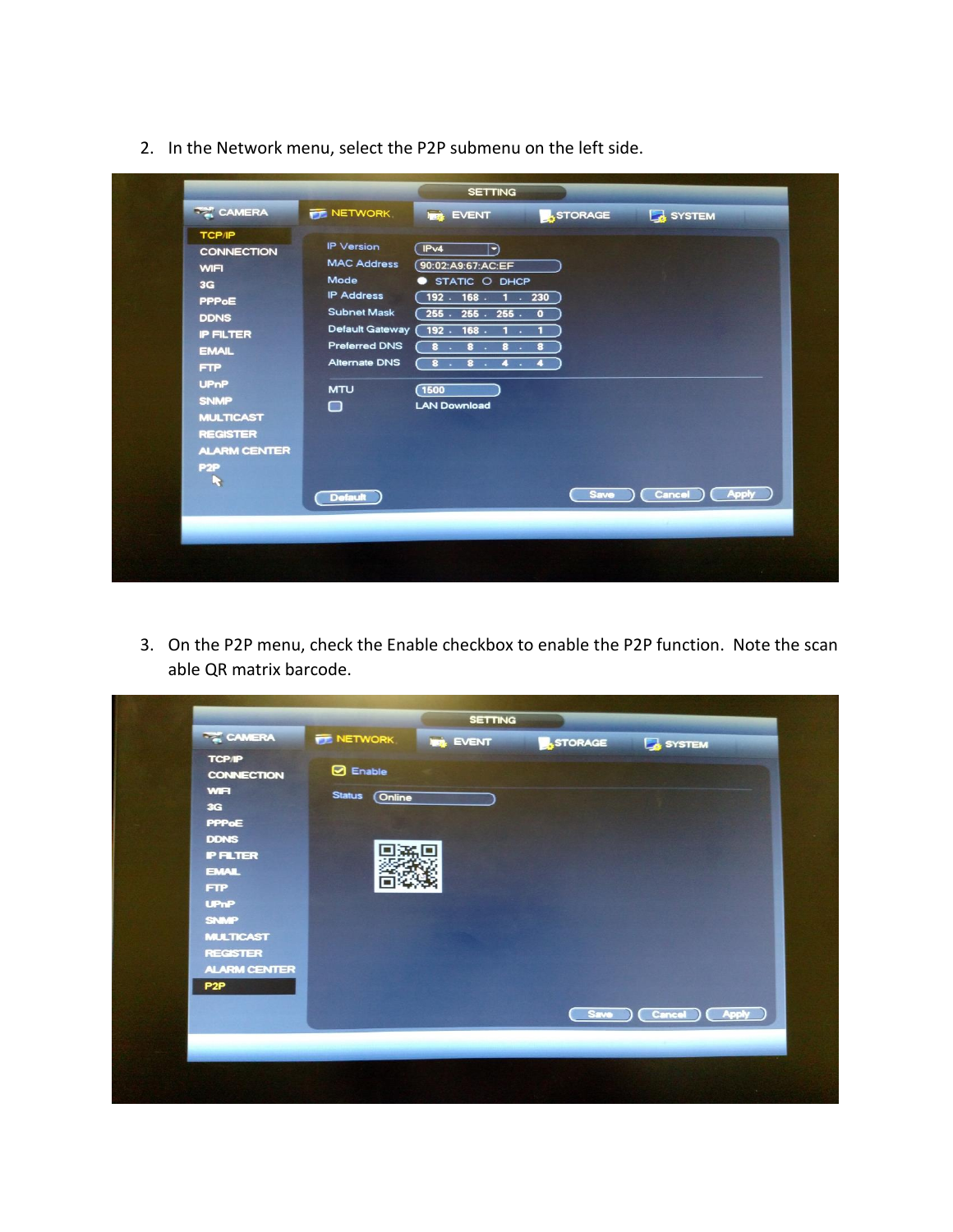2. In the Network menu, select the P2P submenu on the left side.

3. On the P2P menu, check the Enable checkbox to enable the P2P function. Note the scan able QR matrix barcode.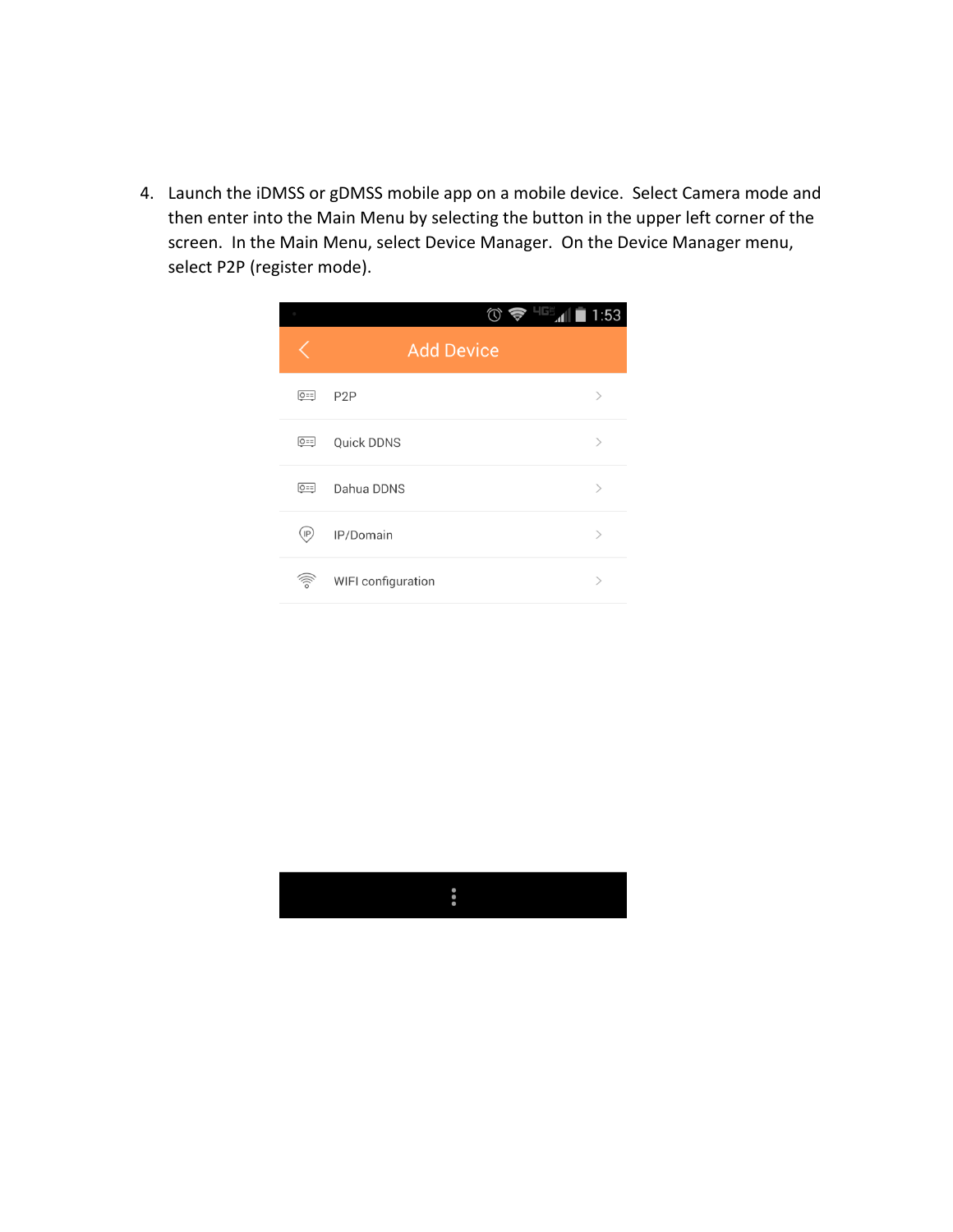4. Launch the iDMSS or gDMSS mobile app on a mobile device. Select Camera mode and then enter into the Main Menu by selecting the button in the upper left corner of the screen. In the Main Menu, select Device Manager. On the Device Manager menu, select P2P (register mode).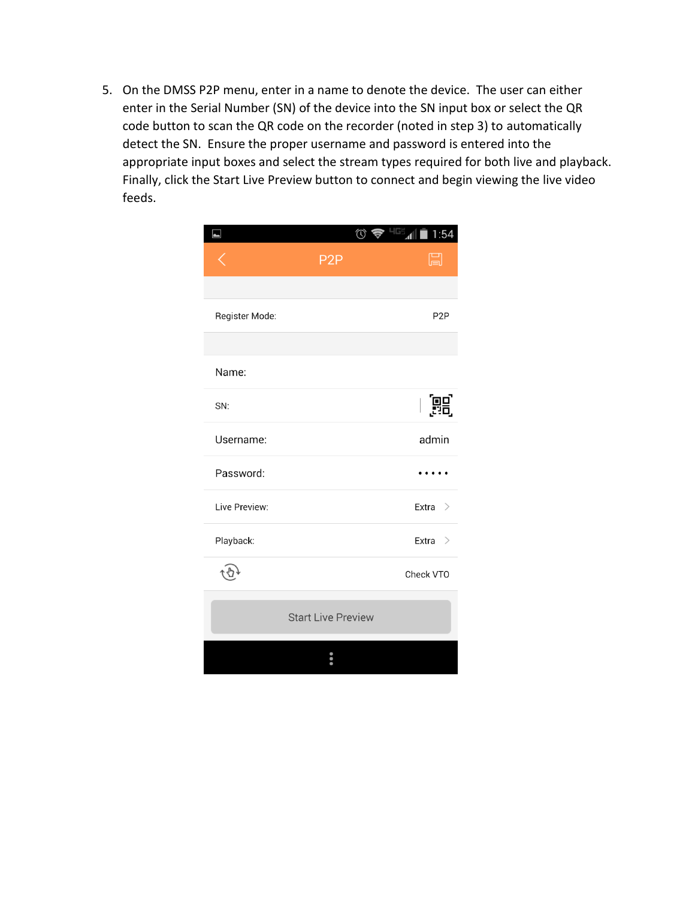5. On the DMSS P2P menu, enter in a name to denote the device. The user can either enter in the Serial Number (SN) of the device into the SN input box or select the QR code button to scan the QR code on the recorder (noted in step 3) to automatically detect the SN. Ensure the proper username and password is entered into the appropriate input boxes and select the stream types required for both live and playback. Finally, click the Start Live Preview button to connect and begin viewing the live video feeds.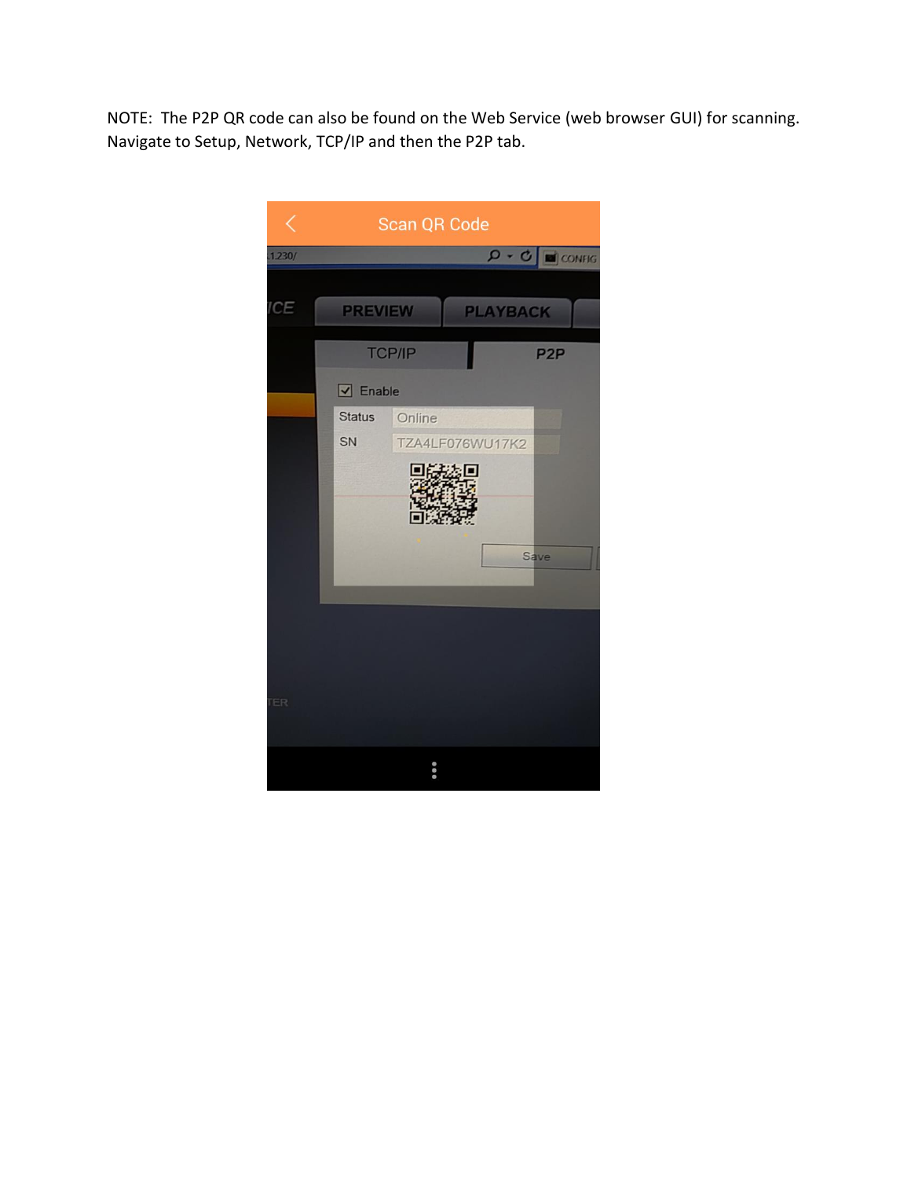NOTE:  The P2P QR code can also be found on the Web Service (web browser GUI) for scanning. Navigate to Setup, Network, TCP/IP and then the P2P tab.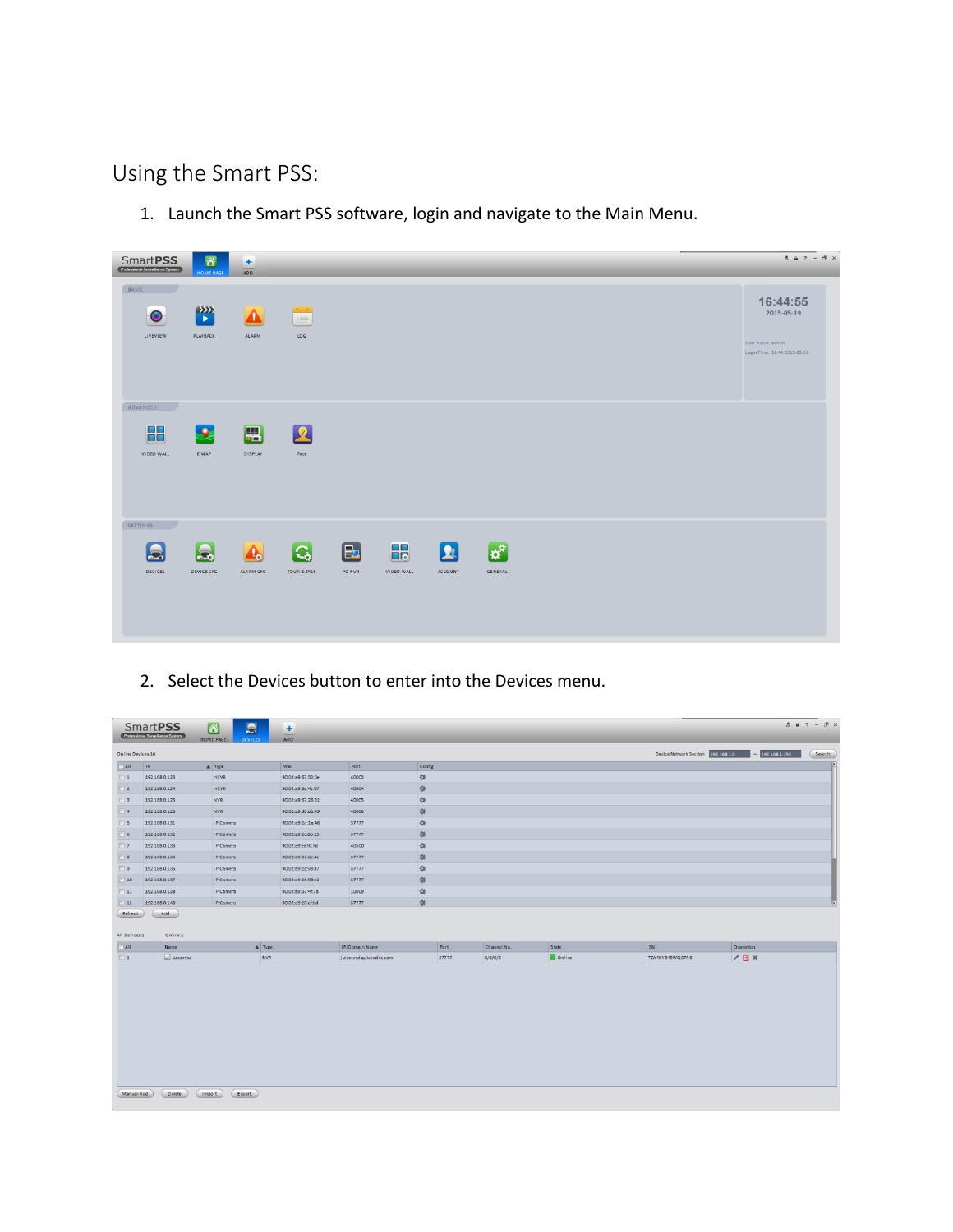## Using the Smart PSS:

1. Launch the Smart PSS software, login and navigate to the Main Menu.

2. Select the Devices button to enter into the Devices menu.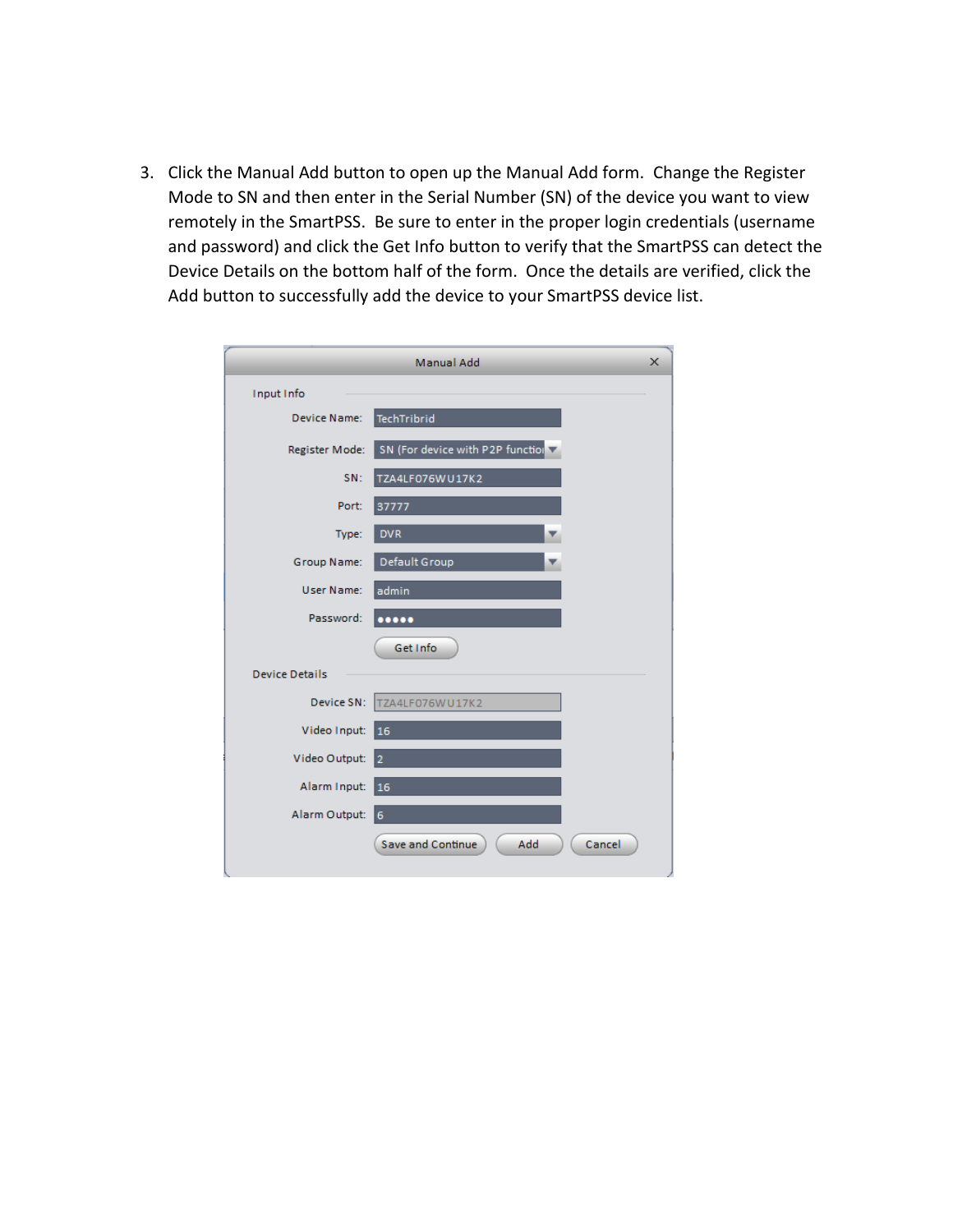3. Click the Manual Add button to open up the Manual Add form. Change the Register Mode to SN and then enter in the Serial Number (SN) of the device you want to view remotely in the SmartPSS. Be sure to enter in the proper login credentials (username and password) and click the Get Info button to verify that the SmartPSS can detect the Device Details on the bottom half of the form. Once the details are verified, click the Add button to successfully add the device to your SmartPSS device list.

Manual Add

Input Info

Device Name: TechTribrid

Register Mode: SN (For device with P2P functio

SN: TZA4LF076WU17K2

Port: 37777

Type: DVR

Group Name: Default Group

User Name: admin

Password: •••••

Get Info

Device Details

Device SN: TZA4LF076WU17K2

Video Input: 16

Video Output: 2

Alarm Input: 16

Alarm Output: 6

Save and Continue | Add | Cancel